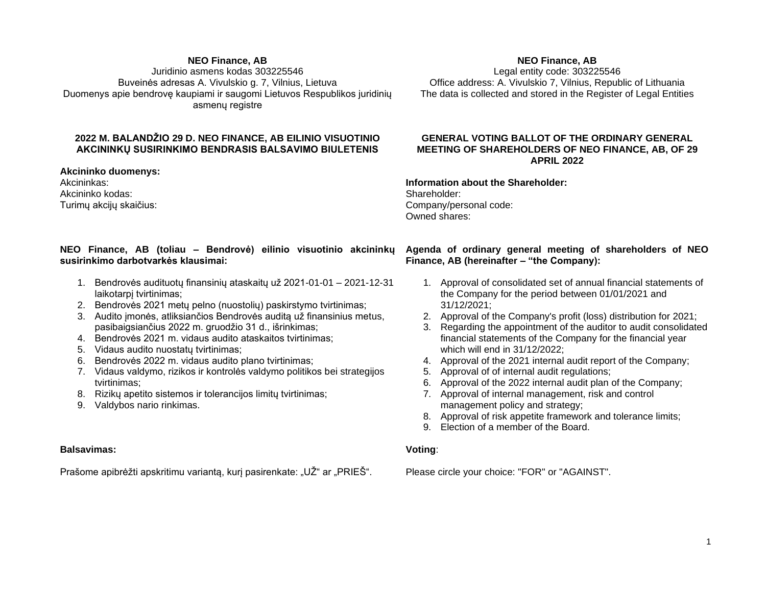**NEO Finance, AB**
Juridinio asmens kodas 303225546
Buveinės adresas A. Vivulskio g. 7, Vilnius, Lietuva
Duomenys apie bendrovę kaupiami ir saugomi Lietuvos Respublikos juridinių asmenų registre

## 2022 M. BALANDŽIO 29 D. NEO FINANCE, AB EILINIO VISUOTINIO AKCININKŲ SUSIRINKIMO BENDRASIS BALSAVIMO BIULETENIS

**Akcininko duomenys:**
Akcininkas:
Akcininko kodas:
Turimų akcijų skaičius:

**NEO Finance, AB (toliau – Bendrovė) eilinio visuotinio akcininkų susirinkimo darbotvarkės klausimai:**

1. Bendrovės audituotų finansinių ataskaitų už 2021-01-01 – 2021-12-31 laikotarpį tvirtinimas;
2. Bendrovės 2021 metų pelno (nuostolių) paskirstymo tvirtinimas;
3. Audito įmonės, atliksiančios Bendrovės auditą už finansinius metus, pasibaigsiančius 2022 m. gruodžio 31 d., išrinkimas;
4. Bendrovės 2021 m. vidaus audito ataskaitos tvirtinimas;
5. Vidaus audito nuostatų tvirtinimas;
6. Bendrovės 2022 m. vidaus audito plano tvirtinimas;
7. Vidaus valdymo, rizikos ir kontrolės valdymo politikos bei strategijos tvirtinimas;
8. Rizikų apetito sistemos ir tolerancijos limitų tvirtinimas;
9. Valdybos nario rinkimas.

**Balsavimas:**

Prašome apibrėžti apskritimu variantą, kurį pasirenkate: „UŽ“ ar „PRIEŠ“.

**NEO Finance, AB**
Legal entity code: 303225546
Office address: A. Vivulskio 7, Vilnius, Republic of Lithuania
The data is collected and stored in the Register of Legal Entities

## GENERAL VOTING BALLOT OF THE ORDINARY GENERAL MEETING OF SHAREHOLDERS OF NEO FINANCE, AB, OF 29 APRIL 2022

**Information about the Shareholder:**
Shareholder:
Company/personal code:
Owned shares:

**Agenda of ordinary general meeting of shareholders of NEO Finance, AB (hereinafter – “the Company):**

1. Approval of consolidated set of annual financial statements of the Company for the period between 01/01/2021 and 31/12/2021;
2. Approval of the Company's profit (loss) distribution for 2021;
3. Regarding the appointment of the auditor to audit consolidated financial statements of the Company for the financial year which will end in 31/12/2022;
4. Approval of the 2021 internal audit report of the Company;
5. Approval of of internal audit regulations;
6. Approval of the 2022 internal audit plan of the Company;
7. Approval of internal management, risk and control management policy and strategy;
8. Approval of risk appetite framework and tolerance limits;
9. Election of a member of the Board.

**Voting**:

Please circle your choice: "FOR" or "AGAINST".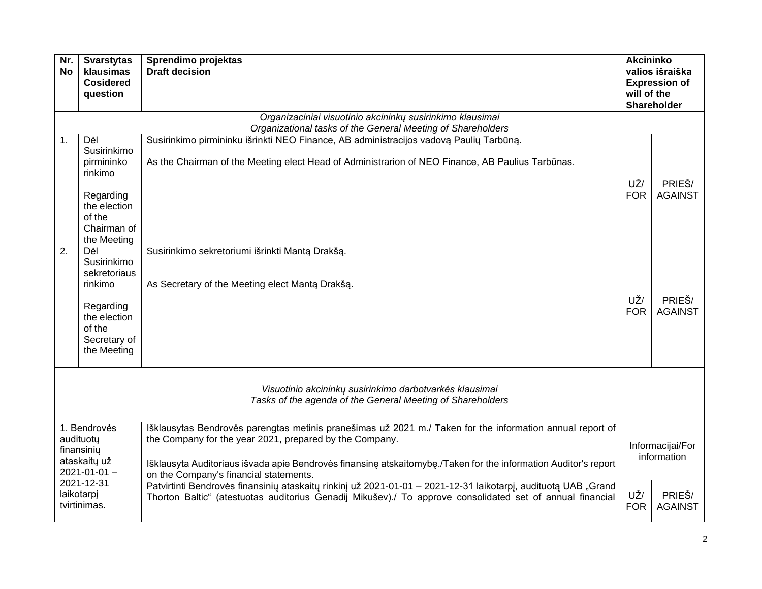| Nr. No | Svarstytas klausimas Cosidered question | Sprendimo projektas Draft decision | Akcininko valios išraiška Expression of will of the Shareholder | |
|---|---|---|---|---|
| *Organizaciniai visuotinio akcininkų susirinkimo klausimai Organizational tasks of the General Meeting of Shareholders* | | | | |
| 1. | Dėl Susirinkimo pirmininko rinkimo<br><br>Regarding the election of the Chairman of the Meeting | Susirinkimo pirmininku išrinkti NEO Finance, AB administracijos vadovą Paulių Tarbūną.<br><br>As the Chairman of the Meeting elect Head of Administrarion of NEO Finance, AB Paulius Tarbūnas. | UŽ/ FOR | PRIEŠ/ AGAINST |
| 2. | Dėl Susirinkimo sekretoriaus rinkimo<br><br>Regarding the election of the Secretary of the Meeting | Susirinkimo sekretoriumi išrinkti Mantą Drakšą.<br><br>As Secretary of the Meeting elect Mantą Drakšą. | UŽ/ FOR | PRIEŠ/ AGAINST |
| *Visuotinio akcininkų susirinkimo darbotvarkės klausimai Tasks of the agenda of the General Meeting of Shareholders* | | | | |
| 1. Bendrovės audituotų finansinių ataskaitų už 2021-01-01 – 2021-12-31 laikotarpį tvirtinimas. | | Išklausytas Bendrovės parengtas metinis pranešimas už 2021 m./ Taken for the information annual report of the Company for the year 2021, prepared by the Company.<br><br>Išklausyta Auditoriaus išvada apie Bendrovės finansinę atskaitomybę./Taken for the information Auditor's report on the Company's financial statements. | Informacijai/For information | |
| | | Patvirtinti Bendrovės finansinių ataskaitų rinkinį už 2021-01-01 – 2021-12-31 laikotarpį, audituotą UAB „Grand Thorton Baltic" (atestuotas auditorius Genadij Mikušev)./ To approve consolidated set of annual financial | UŽ/ FOR | PRIEŠ/ AGAINST |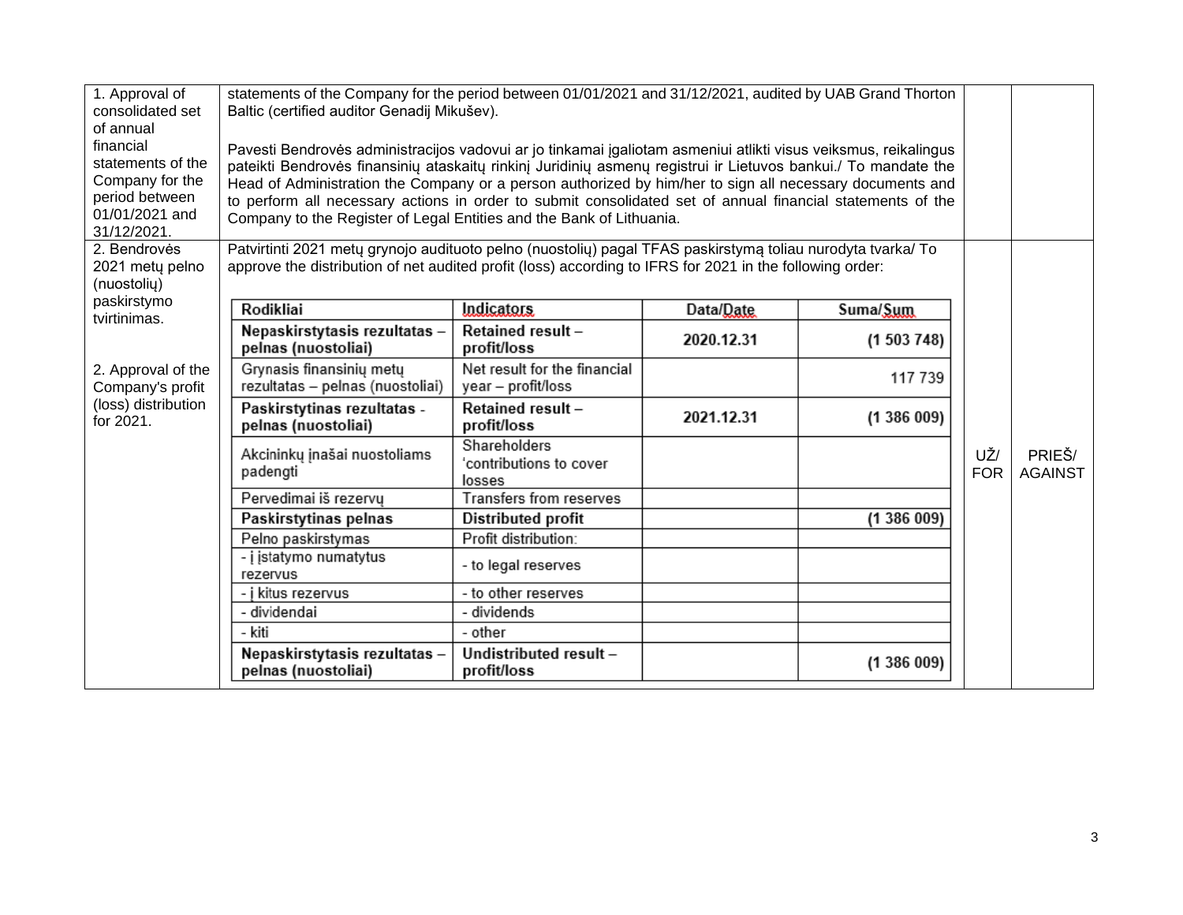| | | | |
|---|---|---|---|
| 1. Approval of consolidated set of annual financial statements of the Company for the period between 01/01/2021 and 31/12/2021. | statements of the Company for the period between 01/01/2021 and 31/12/2021, audited by UAB Grand Thorton Baltic (certified auditor Genadij Mikušev).<br><br>Pavesti Bendrovės administracijos vadovui ar jo tinkamai įgaliotam asmeniui atlikti visus veiksmus, reikalingus pateikti Bendrovės finansinių ataskaitų rinkinį Juridinių asmenų registrui ir Lietuvos bankui./ To mandate the Head of Administration the Company or a person authorized by him/her to sign all necessary documents and to perform all necessary actions in order to submit consolidated set of annual financial statements of the Company to the Register of Legal Entities and the Bank of Lithuania. | | |
| 2. Bendrovės 2021 metų pelno (nuostolių) paskirstymo tvirtinimas.<br><br>2. Approval of the Company's profit (loss) distribution for 2021. | Patvirtinti 2021 metų grynojo audituoto pelno (nuostolių) pagal TFAS paskirstymą toliau nurodyta tvarka/ To approve the distribution of net audited profit (loss) according to IFRS for 2021 in the following order: | UŽ/ FOR | PRIEŠ/ AGAINST |

| Rodikliai | Indicators | Data/Date | Suma/Sum |
|---|---|---|---|
| **Nepaskirstytasis rezultatas – pelnas (nuostoliai)** | **Retained result – profit/loss** | **2020.12.31** | **(1 503 748)** |
| Grynasis finansinių metų rezultatas – pelnas (nuostoliai) | Net result for the financial year – profit/loss | | 117 739 |
| **Paskirstytinas rezultatas - pelnas (nuostoliai)** | **Retained result – profit/loss** | **2021.12.31** | **(1 386 009)** |
| Akcininkų įnašai nuostoliams padengti | Shareholders 'contributions to cover losses | | |
| Pervedimai iš rezervų | Transfers from reserves | | |
| **Paskirstytinas pelnas** | **Distributed profit** | | **(1 386 009)** |
| Pelno paskirstymas | Profit distribution: | | |
| - į įstatymo numatytus rezervus | - to legal reserves | | |
| - į kitus rezervus | - to other reserves | | |
| - dividendai | - dividends | | |
| - kiti | - other | | |
| **Nepaskirstytasis rezultatas – pelnas (nuostoliai)** | **Undistributed result – profit/loss** | | **(1 386 009)** |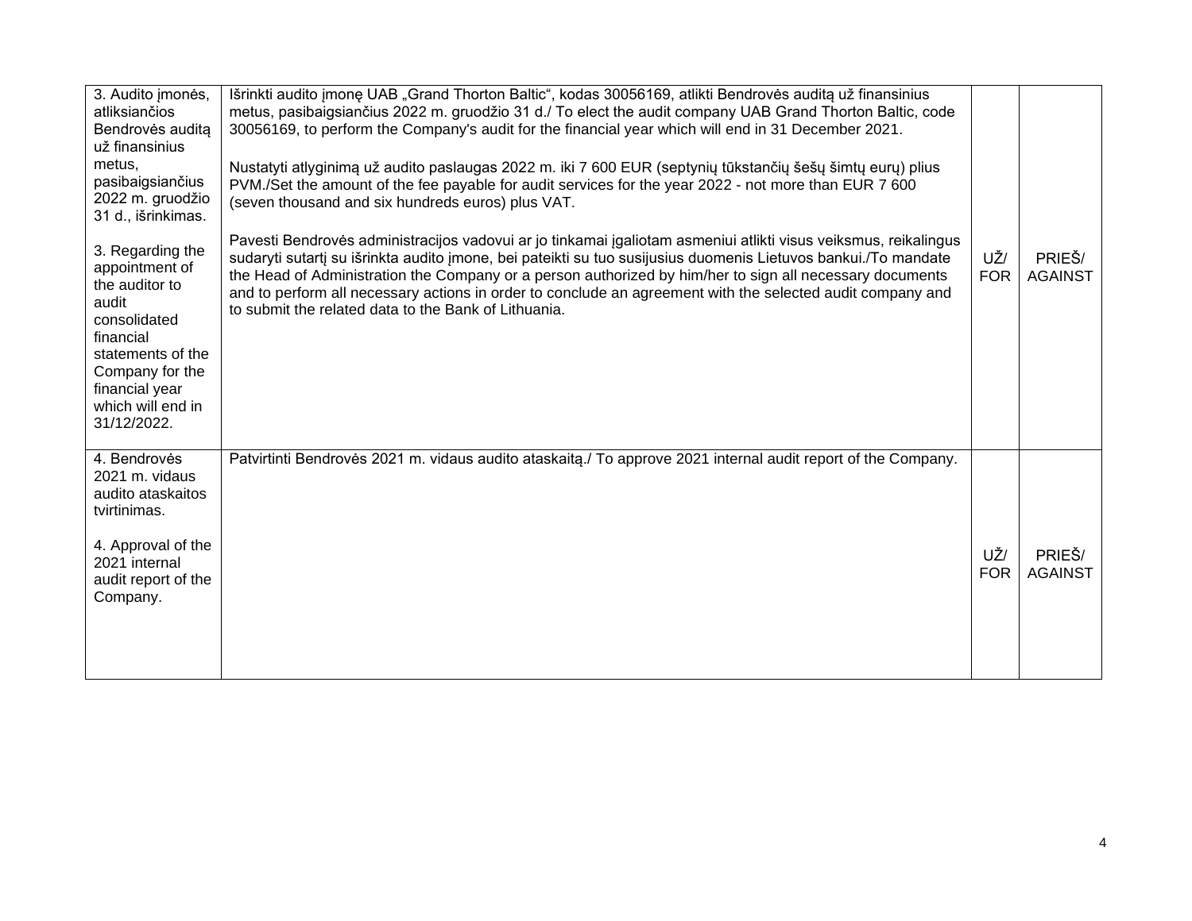| 3. Audito įmonės, atliksiančios Bendrovės auditą už finansinius metus, pasibaigsiančius 2022 m. gruodžio 31 d., išrinkimas.<br><br>3. Regarding the appointment of the auditor to audit consolidated financial statements of the Company for the financial year which will end in 31/12/2022. | Išrinkti audito įmonę UAB „Grand Thorton Baltic“, kodas 30056169, atlikti Bendrovės auditą už finansinius metus, pasibaigsiančius 2022 m. gruodžio 31 d./ To elect the audit company UAB Grand Thorton Baltic, code 30056169, to perform the Company's audit for the financial year which will end in 31 December 2021.<br><br>Nustatyti atlyginimą už audito paslaugas 2022 m. iki 7 600 EUR (septynių tūkstančių šešų šimtų eurų) plius PVM./Set the amount of the fee payable for audit services for the year 2022 - not more than EUR 7 600 (seven thousand and six hundreds euros) plus VAT.<br><br>Pavesti Bendrovės administracijos vadovui ar jo tinkamai įgaliotam asmeniui atlikti visus veiksmus, reikalingus sudaryti sutartį su išrinkta audito įmone, bei pateikti su tuo susijusius duomenis Lietuvos bankui./To mandate the Head of Administration the Company or a person authorized by him/her to sign all necessary documents and to perform all necessary actions in order to conclude an agreement with the selected audit company and to submit the related data to the Bank of Lithuania. | UŽ/ FOR | PRIEŠ/ AGAINST |
|---|---|---|---|
| 4. Bendrovės 2021 m. vidaus audito ataskaitos tvirtinimas.<br><br>4. Approval of the 2021 internal audit report of the Company. | Patvirtinti Bendrovės 2021 m. vidaus audito ataskaitą./ To approve 2021 internal audit report of the Company. | UŽ/ FOR | PRIEŠ/ AGAINST |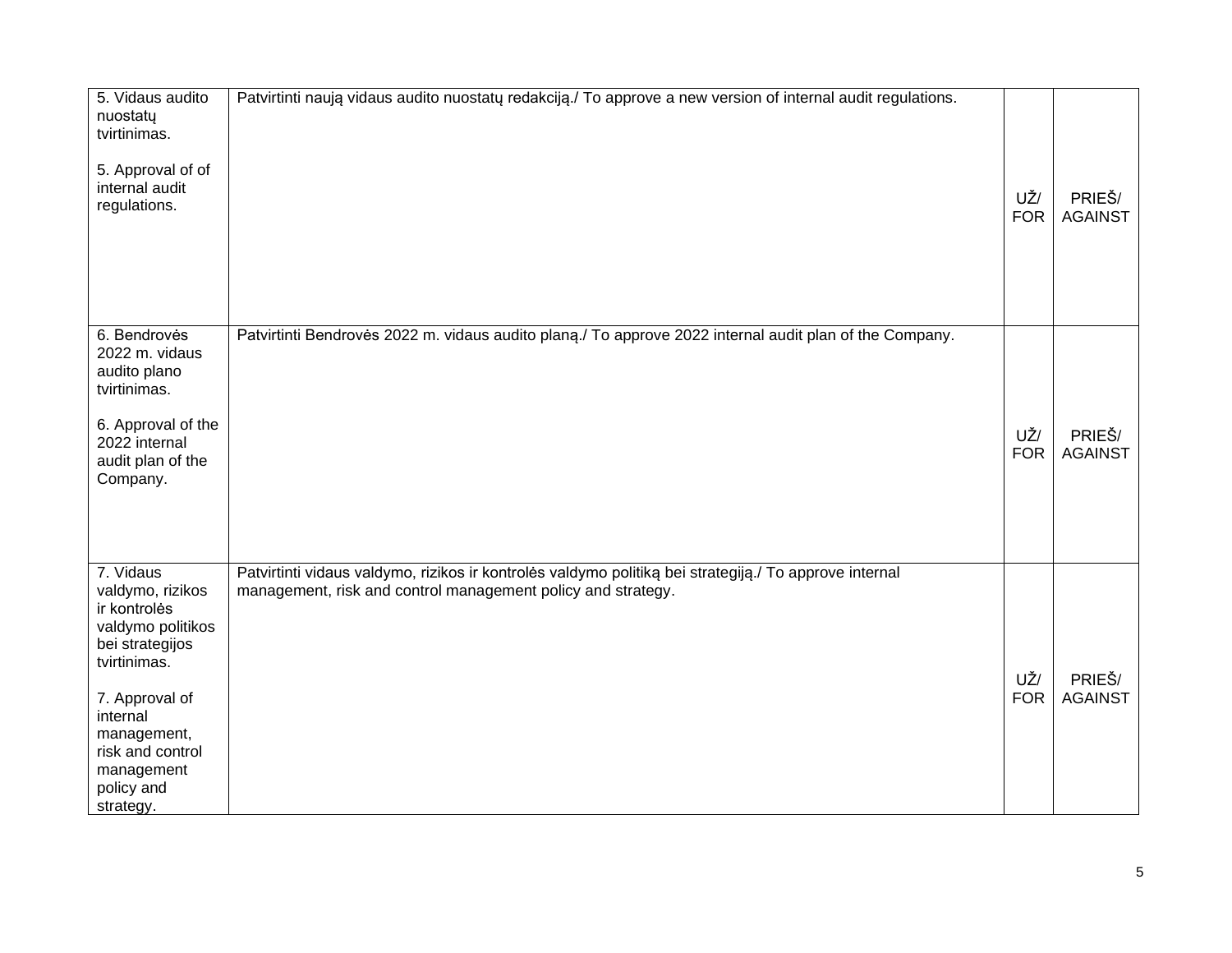| | | | |
|---|---|---|---|
| 5. Vidaus audito nuostatų tvirtinimas.<br><br>5. Approval of of internal audit regulations. | Patvirtinti naują vidaus audito nuostatų redakciją./ To approve a new version of internal audit regulations. | UŽ/ FOR | PRIEŠ/ AGAINST |
| 6. Bendrovės 2022 m. vidaus audito plano tvirtinimas.<br><br>6. Approval of the 2022 internal audit plan of the Company. | Patvirtinti Bendrovės 2022 m. vidaus audito planą./ To approve 2022 internal audit plan of the Company. | UŽ/ FOR | PRIEŠ/ AGAINST |
| 7. Vidaus valdymo, rizikos ir kontrolės valdymo politikos bei strategijos tvirtinimas.<br><br>7. Approval of internal management, risk and control management policy and strategy. | Patvirtinti vidaus valdymo, rizikos ir kontrolės valdymo politiką bei strategiją./ To approve internal management, risk and control management policy and strategy. | UŽ/ FOR | PRIEŠ/ AGAINST |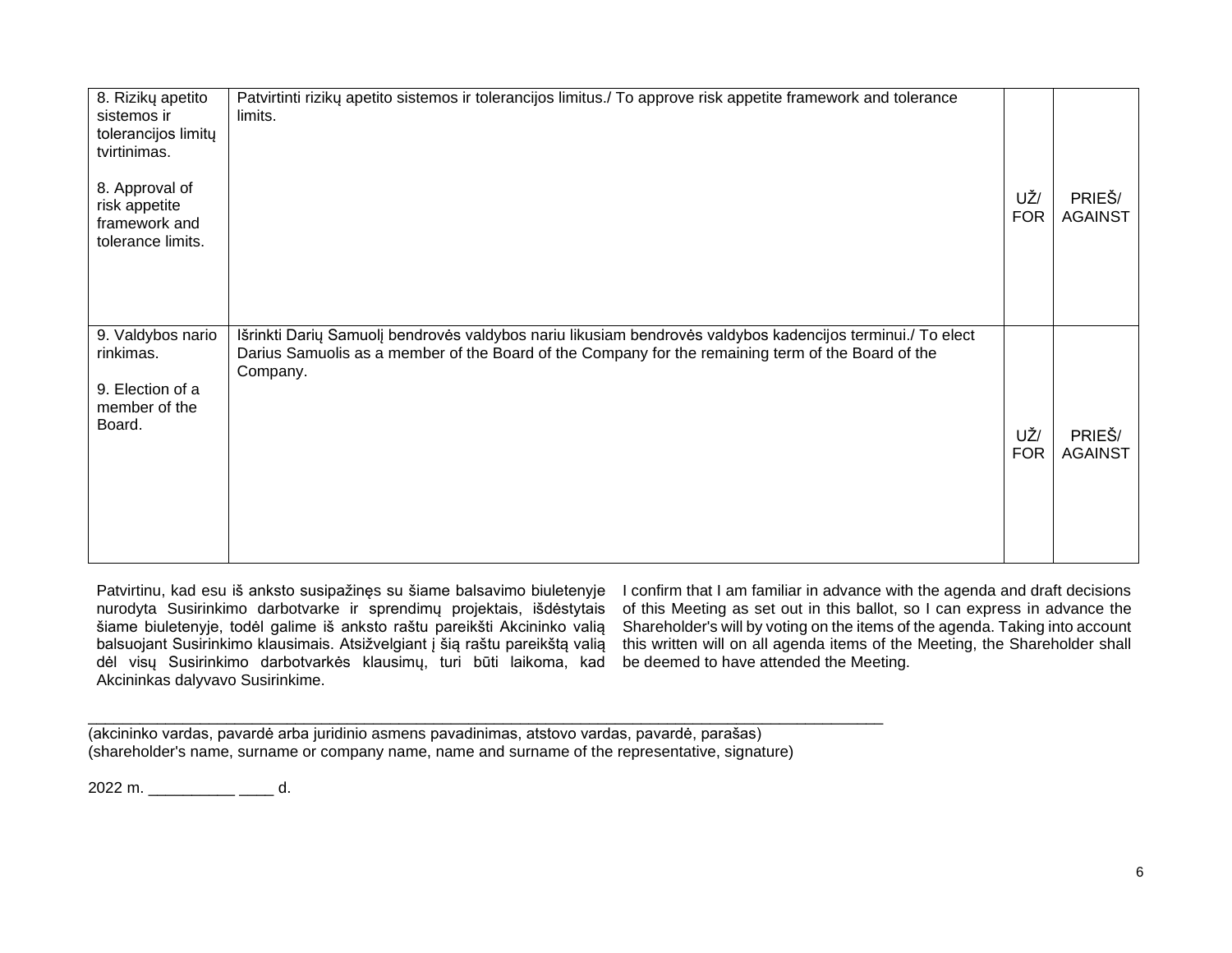| | | | |
|---|---|---|---|
| 8. Rizikų apetito sistemos ir tolerancijos limitų tvirtinimas.<br><br>8. Approval of risk appetite framework and tolerance limits. | Patvirtinti rizikų apetito sistemos ir tolerancijos limitus./ To approve risk appetite framework and tolerance limits. | UŽ/ FOR | PRIEŠ/ AGAINST |
| 9. Valdybos nario rinkimas.<br><br>9. Election of a member of the Board. | Išrinkti Darių Samuolį bendrovės valdybos nariu likusiam bendrovės valdybos kadencijos terminui./ To elect Darius Samuolis as a member of the Board of the Company for the remaining term of the Board of the Company. | UŽ/ FOR | PRIEŠ/ AGAINST |

Patvirtinu, kad esu iš anksto susipažinęs su šiame balsavimo biuletenyje nurodyta Susirinkimo darbotvarke ir sprendimų projektais, išdėstytais šiame biuletenyje, todėl galime iš anksto raštu pareikšti Akcininko valią balsuojant Susirinkimo klausimais. Atsižvelgiant į šią raštu pareikštą valią dėl visų Susirinkimo darbotvarkės klausimų, turi būti laikoma, kad Akcininkas dalyvavo Susirinkime.

I confirm that I am familiar in advance with the agenda and draft decisions of this Meeting as set out in this ballot, so I can express in advance the Shareholder's will by voting on the items of the agenda. Taking into account this written will on all agenda items of the Meeting, the Shareholder shall be deemed to have attended the Meeting.

_____________________________________________________________________________________

(akcininko vardas, pavardė arba juridinio asmens pavadinimas, atstovo vardas, pavardė, parašas)
(shareholder's name, surname or company name, name and surname of the representative, signature)

2022 m. __________ ____ d.